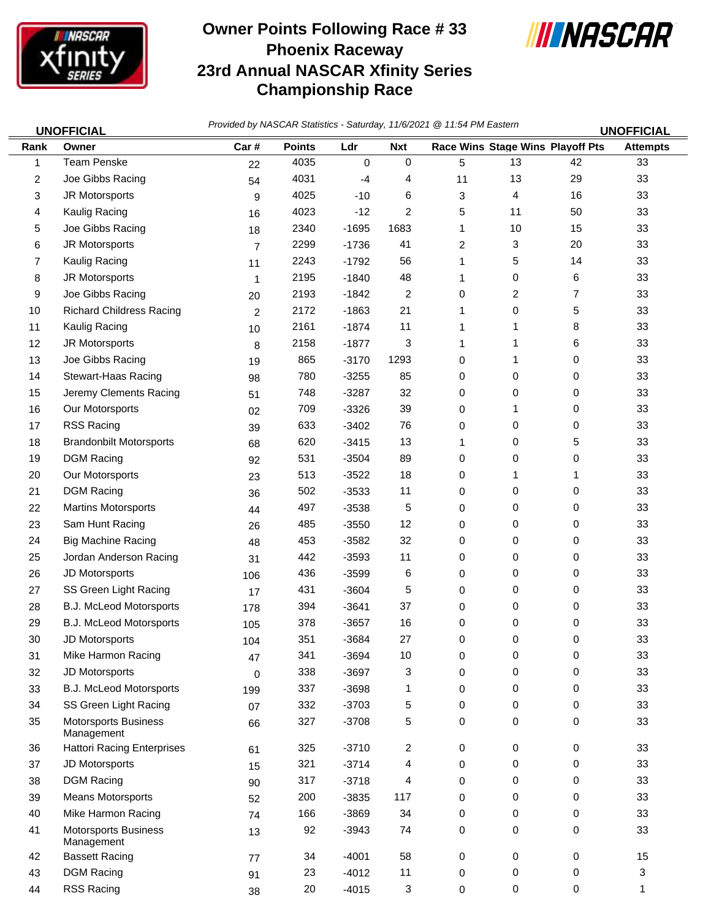# Owner Points Following Race # 33
# Phoenix Raceway
# 23rd Annual NASCAR Xfinity Series Championship Race

**UNOFFICIAL** *Provided by NASCAR Statistics - Saturday, 11/6/2021 @ 11:54 PM Eastern* **UNOFFICIAL**

| Rank | Owner | Car # | Points | Ldr | Nxt | Race Wins | Stage Wins | Playoff Pts | Attempts |
|---|---|---|---|---|---|---|---|---|---|
| 1 | Team Penske | 22 | 4035 | 0 | 0 | 5 | 13 | 42 | 33 |
| 2 | Joe Gibbs Racing | 54 | 4031 | -4 | 4 | 11 | 13 | 29 | 33 |
| 3 | JR Motorsports | 9 | 4025 | -10 | 6 | 3 | 4 | 16 | 33 |
| 4 | Kaulig Racing | 16 | 4023 | -12 | 2 | 5 | 11 | 50 | 33 |
| 5 | Joe Gibbs Racing | 18 | 2340 | -1695 | 1683 | 1 | 10 | 15 | 33 |
| 6 | JR Motorsports | 7 | 2299 | -1736 | 41 | 2 | 3 | 20 | 33 |
| 7 | Kaulig Racing | 11 | 2243 | -1792 | 56 | 1 | 5 | 14 | 33 |
| 8 | JR Motorsports | 1 | 2195 | -1840 | 48 | 1 | 0 | 6 | 33 |
| 9 | Joe Gibbs Racing | 20 | 2193 | -1842 | 2 | 0 | 2 | 7 | 33 |
| 10 | Richard Childress Racing | 2 | 2172 | -1863 | 21 | 1 | 0 | 5 | 33 |
| 11 | Kaulig Racing | 10 | 2161 | -1874 | 11 | 1 | 1 | 8 | 33 |
| 12 | JR Motorsports | 8 | 2158 | -1877 | 3 | 1 | 1 | 6 | 33 |
| 13 | Joe Gibbs Racing | 19 | 865 | -3170 | 1293 | 0 | 1 | 0 | 33 |
| 14 | Stewart-Haas Racing | 98 | 780 | -3255 | 85 | 0 | 0 | 0 | 33 |
| 15 | Jeremy Clements Racing | 51 | 748 | -3287 | 32 | 0 | 0 | 0 | 33 |
| 16 | Our Motorsports | 02 | 709 | -3326 | 39 | 0 | 1 | 0 | 33 |
| 17 | RSS Racing | 39 | 633 | -3402 | 76 | 0 | 0 | 0 | 33 |
| 18 | Brandonbilt Motorsports | 68 | 620 | -3415 | 13 | 1 | 0 | 5 | 33 |
| 19 | DGM Racing | 92 | 531 | -3504 | 89 | 0 | 0 | 0 | 33 |
| 20 | Our Motorsports | 23 | 513 | -3522 | 18 | 0 | 1 | 1 | 33 |
| 21 | DGM Racing | 36 | 502 | -3533 | 11 | 0 | 0 | 0 | 33 |
| 22 | Martins Motorsports | 44 | 497 | -3538 | 5 | 0 | 0 | 0 | 33 |
| 23 | Sam Hunt Racing | 26 | 485 | -3550 | 12 | 0 | 0 | 0 | 33 |
| 24 | Big Machine Racing | 48 | 453 | -3582 | 32 | 0 | 0 | 0 | 33 |
| 25 | Jordan Anderson Racing | 31 | 442 | -3593 | 11 | 0 | 0 | 0 | 33 |
| 26 | JD Motorsports | 106 | 436 | -3599 | 6 | 0 | 0 | 0 | 33 |
| 27 | SS Green Light Racing | 17 | 431 | -3604 | 5 | 0 | 0 | 0 | 33 |
| 28 | B.J. McLeod Motorsports | 178 | 394 | -3641 | 37 | 0 | 0 | 0 | 33 |
| 29 | B.J. McLeod Motorsports | 105 | 378 | -3657 | 16 | 0 | 0 | 0 | 33 |
| 30 | JD Motorsports | 104 | 351 | -3684 | 27 | 0 | 0 | 0 | 33 |
| 31 | Mike Harmon Racing | 47 | 341 | -3694 | 10 | 0 | 0 | 0 | 33 |
| 32 | JD Motorsports | 0 | 338 | -3697 | 3 | 0 | 0 | 0 | 33 |
| 33 | B.J. McLeod Motorsports | 199 | 337 | -3698 | 1 | 0 | 0 | 0 | 33 |
| 34 | SS Green Light Racing | 07 | 332 | -3703 | 5 | 0 | 0 | 0 | 33 |
| 35 | Motorsports Business Management | 66 | 327 | -3708 | 5 | 0 | 0 | 0 | 33 |
| 36 | Hattori Racing Enterprises | 61 | 325 | -3710 | 2 | 0 | 0 | 0 | 33 |
| 37 | JD Motorsports | 15 | 321 | -3714 | 4 | 0 | 0 | 0 | 33 |
| 38 | DGM Racing | 90 | 317 | -3718 | 4 | 0 | 0 | 0 | 33 |
| 39 | Means Motorsports | 52 | 200 | -3835 | 117 | 0 | 0 | 0 | 33 |
| 40 | Mike Harmon Racing | 74 | 166 | -3869 | 34 | 0 | 0 | 0 | 33 |
| 41 | Motorsports Business Management | 13 | 92 | -3943 | 74 | 0 | 0 | 0 | 33 |
| 42 | Bassett Racing | 77 | 34 | -4001 | 58 | 0 | 0 | 0 | 15 |
| 43 | DGM Racing | 91 | 23 | -4012 | 11 | 0 | 0 | 0 | 3 |
| 44 | RSS Racing | 38 | 20 | -4015 | 3 | 0 | 0 | 0 | 1 |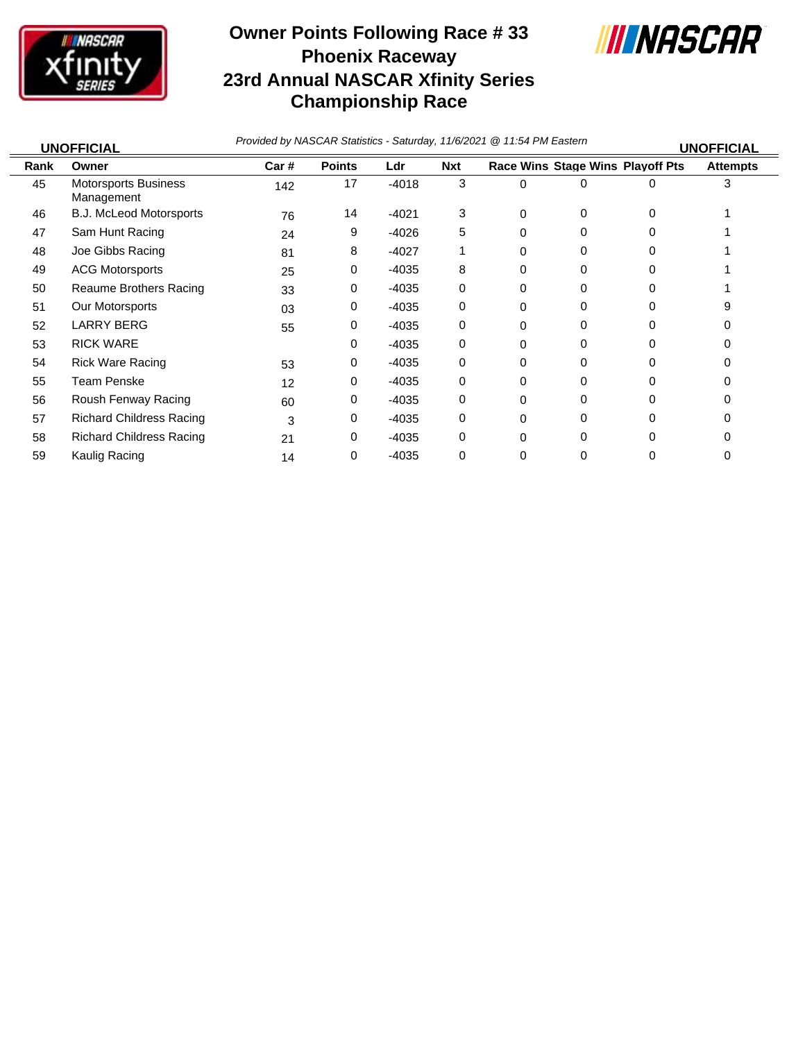# Owner Points Following Race # 33
## Phoenix Raceway
## 23rd Annual NASCAR Xfinity Series Championship Race

**UNOFFICIAL** *Provided by NASCAR Statistics - Saturday, 11/6/2021 @ 11:54 PM Eastern* **UNOFFICIAL**

| Rank | Owner | Car # | Points | Ldr | Nxt | Race Wins | Stage Wins | Playoff Pts | Attempts |
|---|---|---|---|---|---|---|---|---|---|
| 45 | Motorsports Business Management | 142 | 17 | -4018 | 3 | 0 | 0 | 0 | 3 |
| 46 | B.J. McLeod Motorsports | 76 | 14 | -4021 | 3 | 0 | 0 | 0 | 1 |
| 47 | Sam Hunt Racing | 24 | 9 | -4026 | 5 | 0 | 0 | 0 | 1 |
| 48 | Joe Gibbs Racing | 81 | 8 | -4027 | 1 | 0 | 0 | 0 | 1 |
| 49 | ACG Motorsports | 25 | 0 | -4035 | 8 | 0 | 0 | 0 | 1 |
| 50 | Reaume Brothers Racing | 33 | 0 | -4035 | 0 | 0 | 0 | 0 | 1 |
| 51 | Our Motorsports | 03 | 0 | -4035 | 0 | 0 | 0 | 0 | 9 |
| 52 | LARRY BERG | 55 | 0 | -4035 | 0 | 0 | 0 | 0 | 0 |
| 53 | RICK WARE | | 0 | -4035 | 0 | 0 | 0 | 0 | 0 |
| 54 | Rick Ware Racing | 53 | 0 | -4035 | 0 | 0 | 0 | 0 | 0 |
| 55 | Team Penske | 12 | 0 | -4035 | 0 | 0 | 0 | 0 | 0 |
| 56 | Roush Fenway Racing | 60 | 0 | -4035 | 0 | 0 | 0 | 0 | 0 |
| 57 | Richard Childress Racing | 3 | 0 | -4035 | 0 | 0 | 0 | 0 | 0 |
| 58 | Richard Childress Racing | 21 | 0 | -4035 | 0 | 0 | 0 | 0 | 0 |
| 59 | Kaulig Racing | 14 | 0 | -4035 | 0 | 0 | 0 | 0 | 0 |